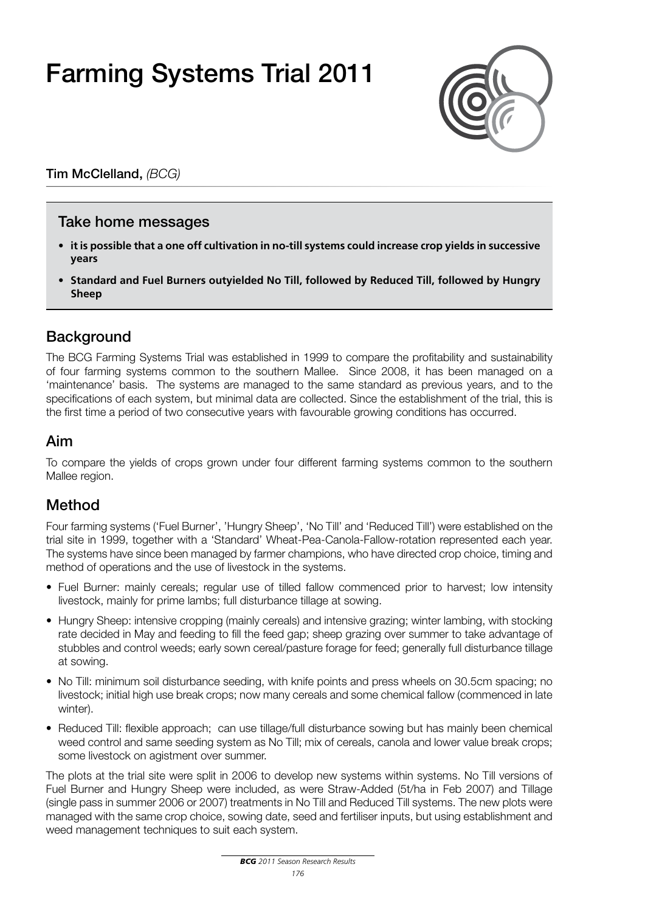# Farming Systems Trial 2011

**Tim McClelland,** *(BCG)*

## Take home messages

- **it is possible that a one off cultivation in no-till systems could increase crop yields in successive years**
- **Standard and Fuel Burners outyielded No Till, followed by Reduced Till, followed by Hungry Sheep**

## Background

The BCG Farming Systems Trial was established in 1999 to compare the profitability and sustainability of four farming systems common to the southern Mallee. Since 2008, it has been managed on a 'maintenance' basis. The systems are managed to the same standard as previous years, and to the specifications of each system, but minimal data are collected. Since the establishment of the trial, this is the first time a period of two consecutive years with favourable growing conditions has occurred.

## Aim

To compare the yields of crops grown under four different farming systems common to the southern Mallee region.

## Method

Four farming systems ('Fuel Burner', 'Hungry Sheep', 'No Till' and 'Reduced Till') were established on the trial site in 1999, together with a 'Standard' Wheat-Pea-Canola-Fallow-rotation represented each year. The systems have since been managed by farmer champions, who have directed crop choice, timing and method of operations and the use of livestock in the systems.

- Fuel Burner: mainly cereals; regular use of tilled fallow commenced prior to harvest; low intensity livestock, mainly for prime lambs; full disturbance tillage at sowing.
- Hungry Sheep: intensive cropping (mainly cereals) and intensive grazing; winter lambing, with stocking rate decided in May and feeding to fill the feed gap; sheep grazing over summer to take advantage of stubbles and control weeds; early sown cereal/pasture forage for feed; generally full disturbance tillage at sowing.
- No Till: minimum soil disturbance seeding, with knife points and press wheels on 30.5cm spacing; no livestock; initial high use break crops; now many cereals and some chemical fallow (commenced in late winter).
- Reduced Till: flexible approach; can use tillage/full disturbance sowing but has mainly been chemical weed control and same seeding system as No Till; mix of cereals, canola and lower value break crops; some livestock on agistment over summer.

The plots at the trial site were split in 2006 to develop new systems within systems. No Till versions of Fuel Burner and Hungry Sheep were included, as were Straw-Added (5t/ha in Feb 2007) and Tillage (single pass in summer 2006 or 2007) treatments in No Till and Reduced Till systems. The new plots were managed with the same crop choice, sowing date, seed and fertiliser inputs, but using establishment and weed management techniques to suit each system.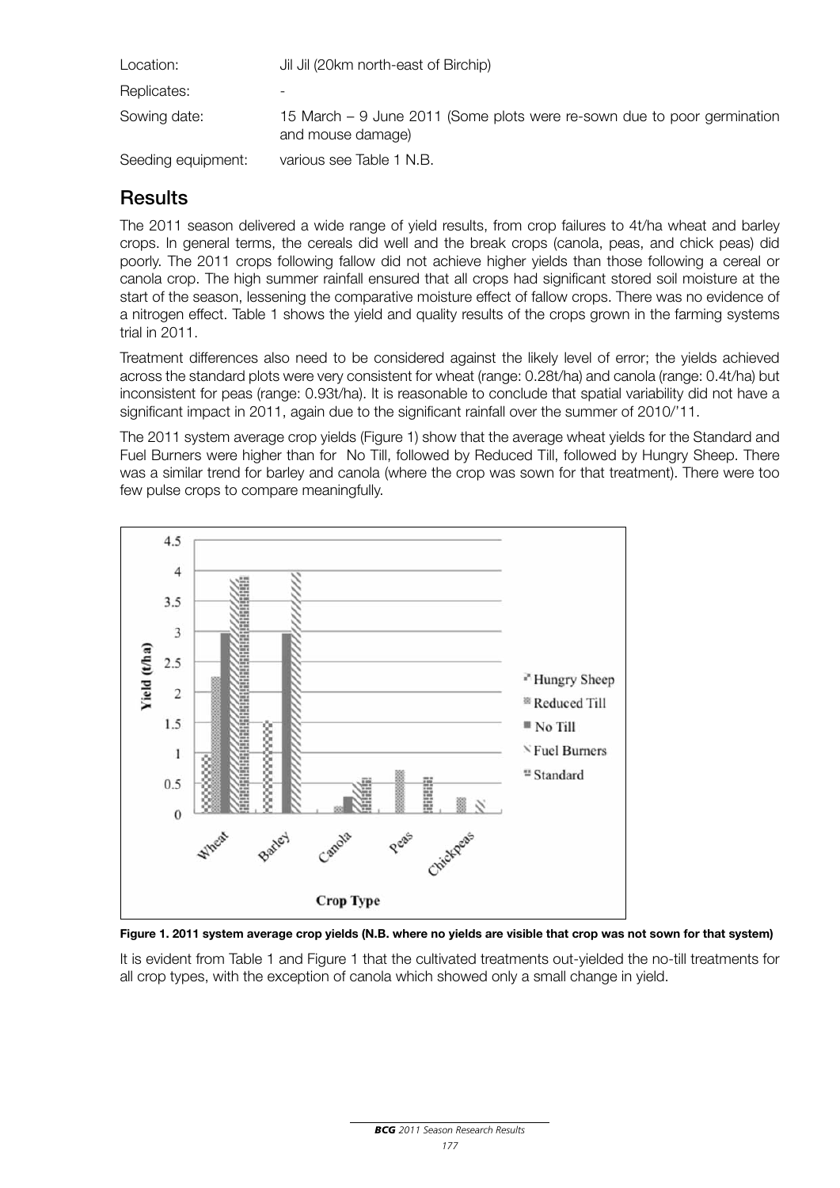Location: Jil Jil (20km north-east of Birchip)

Replicates: -

Sowing date: 15 March – 9 June 2011 (Some plots were re-sown due to poor germination and mouse damage)

Seeding equipment: various see Table 1 N.B.

## Results

The 2011 season delivered a wide range of yield results, from crop failures to 4t/ha wheat and barley crops. In general terms, the cereals did well and the break crops (canola, peas, and chick peas) did poorly. The 2011 crops following fallow did not achieve higher yields than those following a cereal or canola crop. The high summer rainfall ensured that all crops had significant stored soil moisture at the start of the season, lessening the comparative moisture effect of fallow crops. There was no evidence of a nitrogen effect. Table 1 shows the yield and quality results of the crops grown in the farming systems trial in 2011.

Treatment differences also need to be considered against the likely level of error; the yields achieved across the standard plots were very consistent for wheat (range: 0.28t/ha) and canola (range: 0.4t/ha) but inconsistent for peas (range: 0.93t/ha). It is reasonable to conclude that spatial variability did not have a significant impact in 2011, again due to the significant rainfall over the summer of 2010/'11.

The 2011 system average crop yields (Figure 1) show that the average wheat yields for the Standard and Fuel Burners were higher than for No Till, followed by Reduced Till, followed by Hungry Sheep. There was a similar trend for barley and canola (where the crop was sown for that treatment). There were too few pulse crops to compare meaningfully.

**Figure 1. 2011 system average crop yields (N.B. where no yields are visible that crop was not sown for that system)**

It is evident from Table 1 and Figure 1 that the cultivated treatments out-yielded the no-till treatments for all crop types, with the exception of canola which showed only a small change in yield.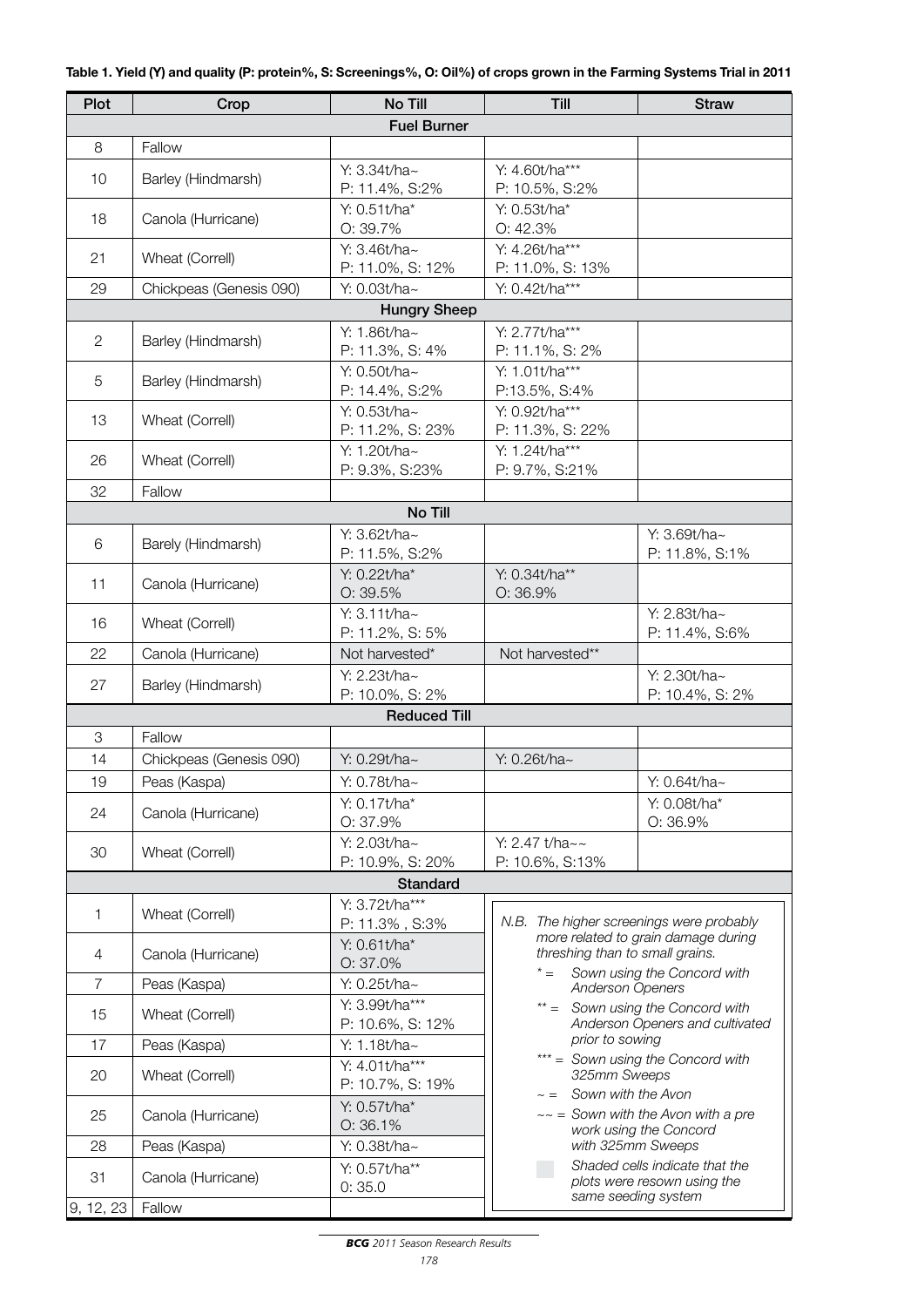**Table 1. Yield (Y) and quality (P: protein%, S: Screenings%, O: Oil%) of crops grown in the Farming Systems Trial in 2011**

| Plot | Crop | No Till | Till | Straw |
|---|---|---|---|---|
| **Fuel Burner** | | | | |
| 8 | Fallow | | | |
| 10 | Barley (Hindmarsh) | Y: 3.34t/ha~ P: 11.4%, S:2% | Y: 4.60t/ha*** P: 10.5%, S:2% | |
| 18 | Canola (Hurricane) | Y: 0.51t/ha* O: 39.7% | Y: 0.53t/ha* O: 42.3% | |
| 21 | Wheat (Correll) | Y: 3.46t/ha~ P: 11.0%, S: 12% | Y: 4.26t/ha*** P: 11.0%, S: 13% | |
| 29 | Chickpeas (Genesis 090) | Y: 0.03t/ha~ | Y: 0.42t/ha*** | |
| **Hungry Sheep** | | | | |
| 2 | Barley (Hindmarsh) | Y: 1.86t/ha~ P: 11.3%, S: 4% | Y: 2.77t/ha*** P: 11.1%, S: 2% | |
| 5 | Barley (Hindmarsh) | Y: 0.50t/ha~ P: 14.4%, S:2% | Y: 1.01t/ha*** P:13.5%, S:4% | |
| 13 | Wheat (Correll) | Y: 0.53t/ha~ P: 11.2%, S: 23% | Y: 0.92t/ha*** P: 11.3%, S: 22% | |
| 26 | Wheat (Correll) | Y: 1.20t/ha~ P: 9.3%, S:23% | Y: 1.24t/ha*** P: 9.7%, S:21% | |
| 32 | Fallow | | | |
| **No Till** | | | | |
| 6 | Barely (Hindmarsh) | Y: 3.62t/ha~ P: 11.5%, S:2% | | Y: 3.69t/ha~ P: 11.8%, S:1% |
| 11 | Canola (Hurricane) | Y: 0.22t/ha* O: 39.5% | Y: 0.34t/ha** O: 36.9% | |
| 16 | Wheat (Correll) | Y: 3.11t/ha~ P: 11.2%, S: 5% | | Y: 2.83t/ha~ P: 11.4%, S:6% |
| 22 | Canola (Hurricane) | Not harvested* | Not harvested** | |
| 27 | Barley (Hindmarsh) | Y: 2.23t/ha~ P: 10.0%, S: 2% | | Y: 2.30t/ha~ P: 10.4%, S: 2% |
| **Reduced Till** | | | | |
| 3 | Fallow | | | |
| 14 | Chickpeas (Genesis 090) | Y: 0.29t/ha~ | Y: 0.26t/ha~ | |
| 19 | Peas (Kaspa) | Y: 0.78t/ha~ | | Y: 0.64t/ha~ |
| 24 | Canola (Hurricane) | Y: 0.17t/ha* O: 37.9% | | Y: 0.08t/ha* O: 36.9% |
| 30 | Wheat (Correll) | Y: 2.03t/ha~ P: 10.9%, S: 20% | Y: 2.47 t/ha~~ P: 10.6%, S:13% | |
| **Standard** | | | | |
| 1 | Wheat (Correll) | Y: 3.72t/ha*** P: 11.3% , S:3% | | |
| 4 | Canola (Hurricane) | Y: 0.61t/ha* O: 37.0% | | |
| 7 | Peas (Kaspa) | Y: 0.25t/ha~ | | |
| 15 | Wheat (Correll) | Y: 3.99t/ha*** P: 10.6%, S: 12% | | |
| 17 | Peas (Kaspa) | Y: 1.18t/ha~ | | |
| 20 | Wheat (Correll) | Y: 4.01t/ha*** P: 10.7%, S: 19% | | |
| 25 | Canola (Hurricane) | Y: 0.57t/ha* O: 36.1% | | |
| 28 | Peas (Kaspa) | Y: 0.38t/ha~ | | |
| 31 | Canola (Hurricane) | Y: 0.57t/ha** 0: 35.0 | | |
| 9, 12, 23 | Fallow | | | |

*N.B. The higher screenings were probably more related to grain damage during threshing than to small grains.*

- *\* = Sown using the Concord with Anderson Openers*
- *\*\* = Sown using the Concord with Anderson Openers and cultivated prior to sowing*
- *\*\*\* = Sown using the Concord with 325mm Sweeps*
- *~ = Sown with the Avon*
- *~~ = Sown with the Avon with a pre work using the Concord with 325mm Sweeps*
- *Shaded cells indicate that the plots were resown using the same seeding system*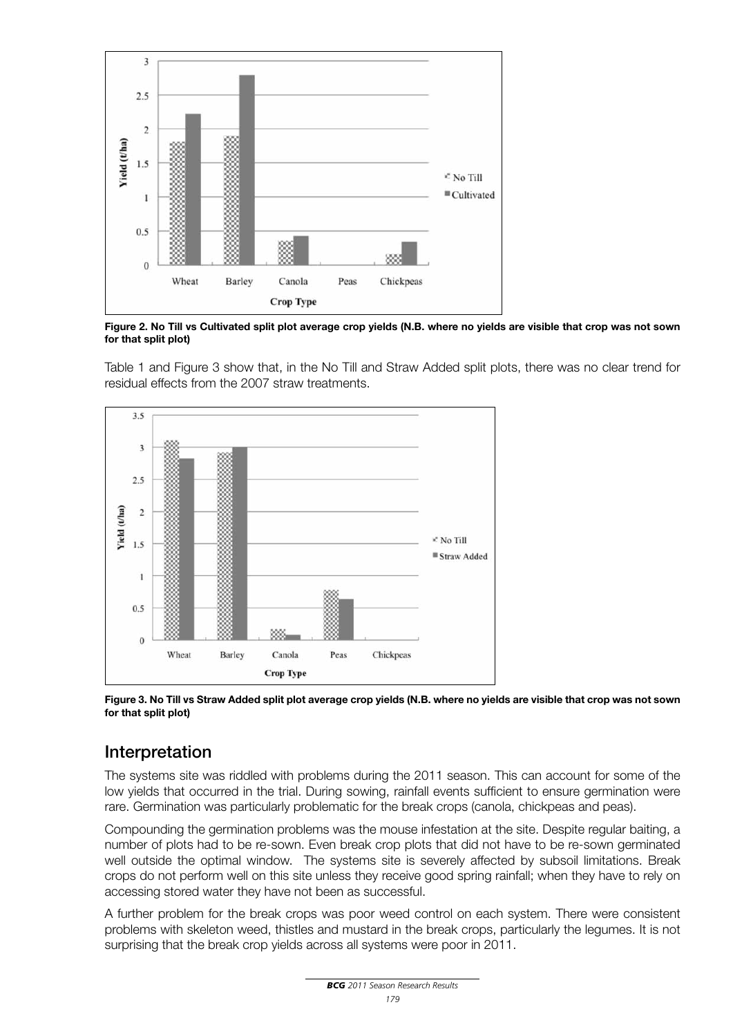Figure 2. No Till vs Cultivated split plot average crop yields (N.B. where no yields are visible that crop was not sown for that split plot)

Table 1 and Figure 3 show that, in the No Till and Straw Added split plots, there was no clear trend for residual effects from the 2007 straw treatments.

Figure 3. No Till vs Straw Added split plot average crop yields (N.B. where no yields are visible that crop was not sown for that split plot)

## Interpretation

The systems site was riddled with problems during the 2011 season. This can account for some of the low yields that occurred in the trial. During sowing, rainfall events sufficient to ensure germination were rare. Germination was particularly problematic for the break crops (canola, chickpeas and peas).

Compounding the germination problems was the mouse infestation at the site. Despite regular baiting, a number of plots had to be re-sown. Even break crop plots that did not have to be re-sown germinated well outside the optimal window. The systems site is severely affected by subsoil limitations. Break crops do not perform well on this site unless they receive good spring rainfall; when they have to rely on accessing stored water they have not been as successful.

A further problem for the break crops was poor weed control on each system. There were consistent problems with skeleton weed, thistles and mustard in the break crops, particularly the legumes. It is not surprising that the break crop yields across all systems were poor in 2011.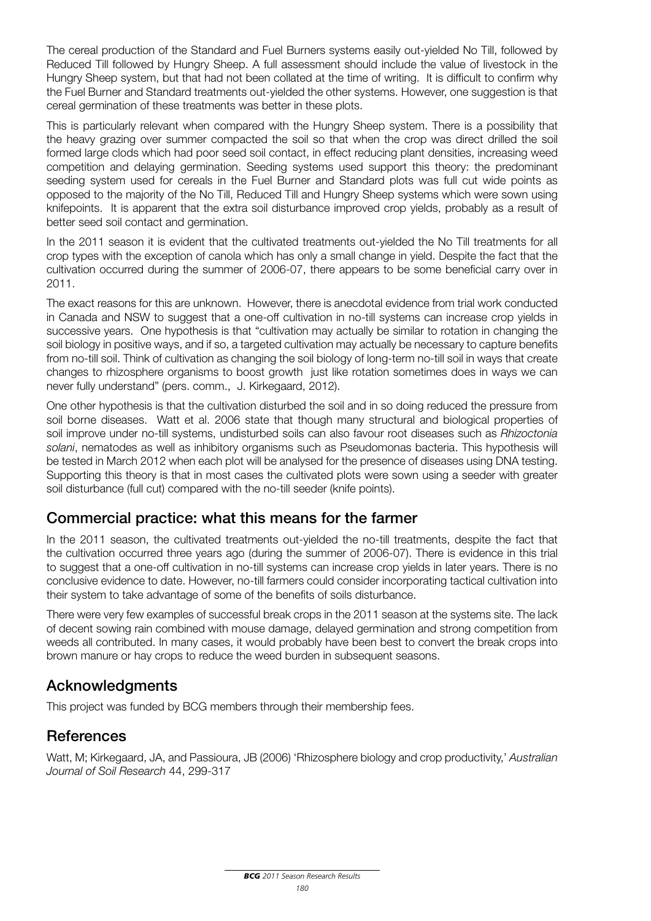The cereal production of the Standard and Fuel Burners systems easily out-yielded No Till, followed by Reduced Till followed by Hungry Sheep. A full assessment should include the value of livestock in the Hungry Sheep system, but that had not been collated at the time of writing. It is difficult to confirm why the Fuel Burner and Standard treatments out-yielded the other systems. However, one suggestion is that cereal germination of these treatments was better in these plots.

This is particularly relevant when compared with the Hungry Sheep system. There is a possibility that the heavy grazing over summer compacted the soil so that when the crop was direct drilled the soil formed large clods which had poor seed soil contact, in effect reducing plant densities, increasing weed competition and delaying germination. Seeding systems used support this theory: the predominant seeding system used for cereals in the Fuel Burner and Standard plots was full cut wide points as opposed to the majority of the No Till, Reduced Till and Hungry Sheep systems which were sown using knifepoints. It is apparent that the extra soil disturbance improved crop yields, probably as a result of better seed soil contact and germination.

In the 2011 season it is evident that the cultivated treatments out-yielded the No Till treatments for all crop types with the exception of canola which has only a small change in yield. Despite the fact that the cultivation occurred during the summer of 2006-07, there appears to be some beneficial carry over in 2011.

The exact reasons for this are unknown. However, there is anecdotal evidence from trial work conducted in Canada and NSW to suggest that a one-off cultivation in no-till systems can increase crop yields in successive years. One hypothesis is that "cultivation may actually be similar to rotation in changing the soil biology in positive ways, and if so, a targeted cultivation may actually be necessary to capture benefits from no-till soil. Think of cultivation as changing the soil biology of long-term no-till soil in ways that create changes to rhizosphere organisms to boost growth just like rotation sometimes does in ways we can never fully understand" (pers. comm., J. Kirkegaard, 2012).

One other hypothesis is that the cultivation disturbed the soil and in so doing reduced the pressure from soil borne diseases. Watt et al. 2006 state that though many structural and biological properties of soil improve under no-till systems, undisturbed soils can also favour root diseases such as *Rhizoctonia solani*, nematodes as well as inhibitory organisms such as Pseudomonas bacteria. This hypothesis will be tested in March 2012 when each plot will be analysed for the presence of diseases using DNA testing. Supporting this theory is that in most cases the cultivated plots were sown using a seeder with greater soil disturbance (full cut) compared with the no-till seeder (knife points).

## Commercial practice: what this means for the farmer

In the 2011 season, the cultivated treatments out-yielded the no-till treatments, despite the fact that the cultivation occurred three years ago (during the summer of 2006-07). There is evidence in this trial to suggest that a one-off cultivation in no-till systems can increase crop yields in later years. There is no conclusive evidence to date. However, no-till farmers could consider incorporating tactical cultivation into their system to take advantage of some of the benefits of soils disturbance.

There were very few examples of successful break crops in the 2011 season at the systems site. The lack of decent sowing rain combined with mouse damage, delayed germination and strong competition from weeds all contributed. In many cases, it would probably have been best to convert the break crops into brown manure or hay crops to reduce the weed burden in subsequent seasons.

## Acknowledgments

This project was funded by BCG members through their membership fees.

## References

Watt, M; Kirkegaard, JA, and Passioura, JB (2006) 'Rhizosphere biology and crop productivity,' *Australian Journal of Soil Research* 44, 299-317